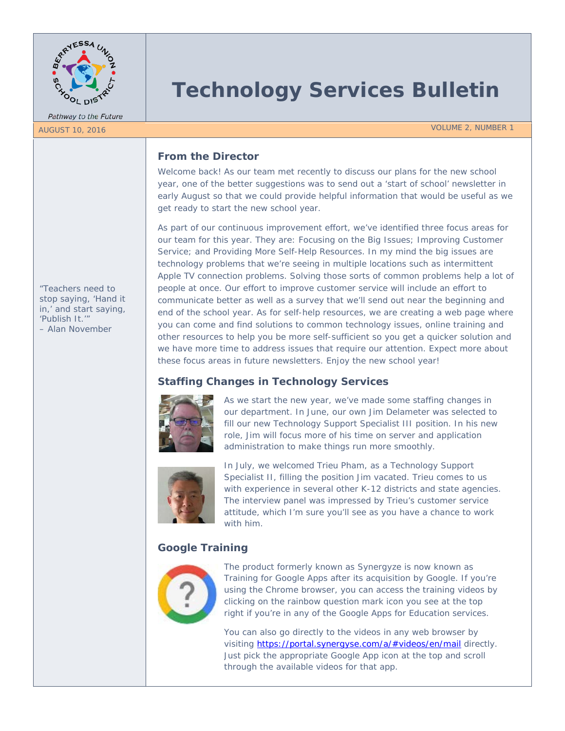# Technology Services Bulletin

Pathway to the Future

AUGUST 10, 2016 VOLUME 2, NUMBER 1

"Teachers need to stop saying, 'Hand it in,' and start saying, 'Publish It.'"
– Alan November

## From the Director

Welcome back! As our team met recently to discuss our plans for the new school year, one of the better suggestions was to send out a 'start of school' newsletter in early August so that we could provide helpful information that would be useful as we get ready to start the new school year.

As part of our continuous improvement effort, we've identified three focus areas for our team for this year. They are: Focusing on the Big Issues; Improving Customer Service; and Providing More Self-Help Resources. In my mind the big issues are technology problems that we're seeing in multiple locations such as intermittent Apple TV connection problems. Solving those sorts of common problems help a lot of people at once. Our effort to improve customer service will include an effort to communicate better as well as a survey that we'll send out near the beginning and end of the school year. As for self-help resources, we are creating a web page where you can come and find solutions to common technology issues, online training and other resources to help you be more self-sufficient so you get a quicker solution and we have more time to address issues that require our attention. Expect more about these focus areas in future newsletters. Enjoy the new school year!

## Staffing Changes in Technology Services

As we start the new year, we've made some staffing changes in our department. In June, our own Jim Delameter was selected to fill our new Technology Support Specialist III position. In his new role, Jim will focus more of his time on server and application administration to make things run more smoothly.

In July, we welcomed Trieu Pham, as a Technology Support Specialist II, filling the position Jim vacated. Trieu comes to us with experience in several other K-12 districts and state agencies. The interview panel was impressed by Trieu's customer service attitude, which I'm sure you'll see as you have a chance to work with him.

## Google Training

The product formerly known as Synergyze is now known as Training for Google Apps after its acquisition by Google. If you're using the Chrome browser, you can access the training videos by clicking on the rainbow question mark icon you see at the top right if you're in any of the Google Apps for Education services.

You can also go directly to the videos in any web browser by visiting https://portal.synergyse.com/a/#videos/en/mail directly. Just pick the appropriate Google App icon at the top and scroll through the available videos for that app.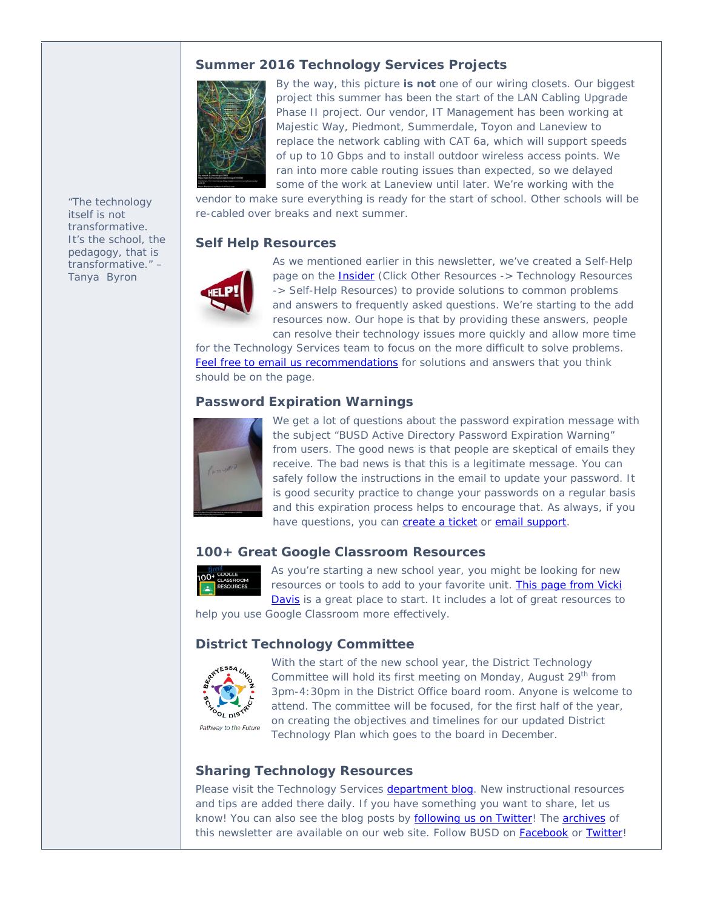"The technology itself is not transformative. It's the school, the pedagogy, that is transformative." – Tanya Byron

## Summer 2016 Technology Services Projects

By the way, this picture **is not** one of our wiring closets. Our biggest project this summer has been the start of the LAN Cabling Upgrade Phase II project. Our vendor, IT Management has been working at Majestic Way, Piedmont, Summerdale, Toyon and Laneview to replace the network cabling with CAT 6a, which will support speeds of up to 10 Gbps and to install outdoor wireless access points. We ran into more cable routing issues than expected, so we delayed some of the work at Laneview until later. We're working with the vendor to make sure everything is ready for the start of school. Other schools will be re-cabled over breaks and next summer.

## Self Help Resources

As we mentioned earlier in this newsletter, we've created a Self-Help page on the Insider (Click Other Resources -> Technology Resources -> Self-Help Resources) to provide solutions to common problems and answers to frequently asked questions. We're starting to the add resources now. Our hope is that by providing these answers, people can resolve their technology issues more quickly and allow more time for the Technology Services team to focus on the more difficult to solve problems. Feel free to email us recommendations for solutions and answers that you think should be on the page.

## Password Expiration Warnings

We get a lot of questions about the password expiration message with the subject "BUSD Active Directory Password Expiration Warning" from users. The good news is that people are skeptical of emails they receive. The bad news is that this is a legitimate message. You can safely follow the instructions in the email to update your password. It is good security practice to change your passwords on a regular basis and this expiration process helps to encourage that. As always, if you have questions, you can create a ticket or email support.

## 100+ Great Google Classroom Resources

As you're starting a new school year, you might be looking for new resources or tools to add to your favorite unit. This page from Vicki Davis is a great place to start. It includes a lot of great resources to help you use Google Classroom more effectively.

## District Technology Committee

With the start of the new school year, the District Technology Committee will hold its first meeting on Monday, August 29th from 3pm-4:30pm in the District Office board room. Anyone is welcome to attend. The committee will be focused, for the first half of the year, on creating the objectives and timelines for our updated District Technology Plan which goes to the board in December.

## Sharing Technology Resources

Please visit the Technology Services department blog. New instructional resources and tips are added there daily. If you have something you want to share, let us know! You can also see the blog posts by following us on Twitter! The archives of this newsletter are available on our web site. Follow BUSD on Facebook or Twitter!